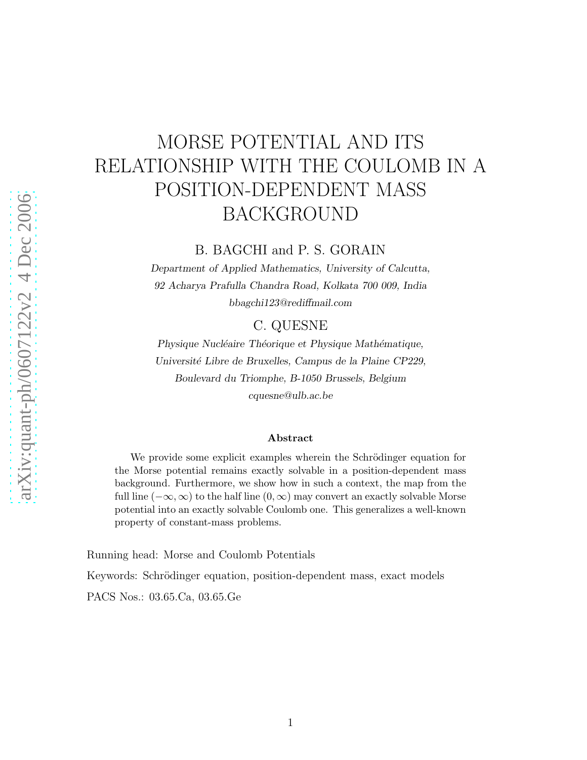# MORSE POTENTIAL AND ITS RELATIONSHIP WITH THE COULOMB IN A POSITION-DEPENDENT MASS BACKGROUND

B. BAGCHI and P. S. GORAIN

*Department of Applied Mathematics, University of Calcutta,*
*92 Acharya Prafulla Chandra Road, Kolkata 700 009, India*
*bbagchi123@rediffmail.com*

C. QUESNE

*Physique Nucléaire Théorique et Physique Mathématique,*
*Université Libre de Bruxelles, Campus de la Plaine CP229,*
*Boulevard du Triomphe, B-1050 Brussels, Belgium*
*cquesne@ulb.ac.be*

**Abstract**

We provide some explicit examples wherein the Schrödinger equation for the Morse potential remains exactly solvable in a position-dependent mass background. Furthermore, we show how in such a context, the map from the full line $(-\infty, \infty)$ to the half line $(0, \infty)$ may convert an exactly solvable Morse potential into an exactly solvable Coulomb one. This generalizes a well-known property of constant-mass problems.

Running head: Morse and Coulomb Potentials

Keywords: Schrödinger equation, position-dependent mass, exact models

PACS Nos.: 03.65.Ca, 03.65.Ge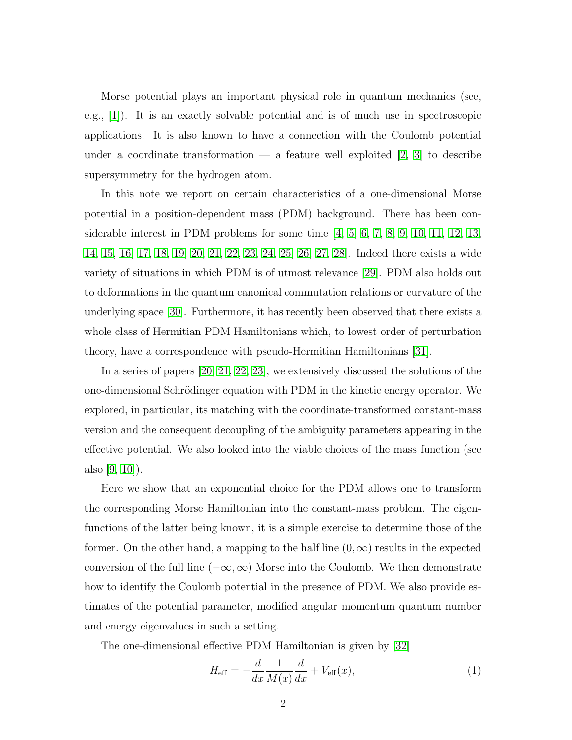Morse potential plays an important physical role in quantum mechanics (see, e.g., [1]). It is an exactly solvable potential and is of much use in spectroscopic applications. It is also known to have a connection with the Coulomb potential under a coordinate transformation — a feature well exploited [2, 3] to describe supersymmetry for the hydrogen atom.

In this note we report on certain characteristics of a one-dimensional Morse potential in a position-dependent mass (PDM) background. There has been considerable interest in PDM problems for some time [4, 5, 6, 7, 8, 9, 10, 11, 12, 13, 14, 15, 16, 17, 18, 19, 20, 21, 22, 23, 24, 25, 26, 27, 28]. Indeed there exists a wide variety of situations in which PDM is of utmost relevance [29]. PDM also holds out to deformations in the quantum canonical commutation relations or curvature of the underlying space [30]. Furthermore, it has recently been observed that there exists a whole class of Hermitian PDM Hamiltonians which, to lowest order of perturbation theory, have a correspondence with pseudo-Hermitian Hamiltonians [31].

In a series of papers [20, 21, 22, 23], we extensively discussed the solutions of the one-dimensional Schrödinger equation with PDM in the kinetic energy operator. We explored, in particular, its matching with the coordinate-transformed constant-mass version and the consequent decoupling of the ambiguity parameters appearing in the effective potential. We also looked into the viable choices of the mass function (see also [9, 10]).

Here we show that an exponential choice for the PDM allows one to transform the corresponding Morse Hamiltonian into the constant-mass problem. The eigenfunctions of the latter being known, it is a simple exercise to determine those of the former. On the other hand, a mapping to the half line $(0, \infty)$ results in the expected conversion of the full line $(-\infty, \infty)$ Morse into the Coulomb. We then demonstrate how to identify the Coulomb potential in the presence of PDM. We also provide estimates of the potential parameter, modified angular momentum quantum number and energy eigenvalues in such a setting.

The one-dimensional effective PDM Hamiltonian is given by [32]

$$H_{\text{eff}} = -\frac{d}{dx}\frac{1}{M(x)}\frac{d}{dx} + V_{\text{eff}}(x), \tag{1}$$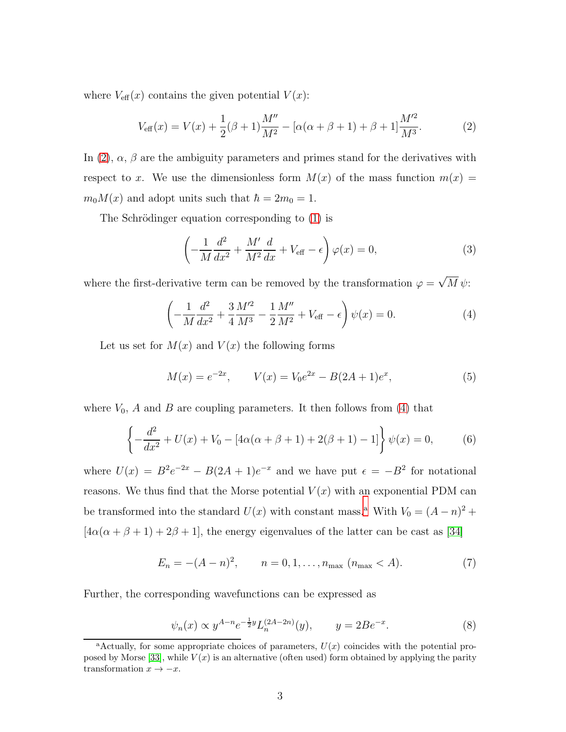where $V_{\text{eff}}(x)$ contains the given potential $V(x)$:

$$V_{\text{eff}}(x) = V(x) + \frac{1}{2}(\beta+1)\frac{M''}{M^2} - [\alpha(\alpha+\beta+1)+\beta+1]\frac{M'^2}{M^3}. \tag{2}$$

In (2), $\alpha$, $\beta$ are the ambiguity parameters and primes stand for the derivatives with respect to $x$. We use the dimensionless form $M(x)$ of the mass function $m(x) = m_0 M(x)$ and adopt units such that $\hbar = 2m_0 = 1$.

The Schrödinger equation corresponding to (1) is

$$\left(-\frac{1}{M}\frac{d^2}{dx^2} + \frac{M'}{M^2}\frac{d}{dx} + V_{\text{eff}} - \epsilon\right)\varphi(x) = 0, \tag{3}$$

where the first-derivative term can be removed by the transformation $\varphi = \sqrt{M}\,\psi$:

$$\left(-\frac{1}{M}\frac{d^2}{dx^2} + \frac{3}{4}\frac{M'^2}{M^3} - \frac{1}{2}\frac{M''}{M^2} + V_{\text{eff}} - \epsilon\right)\psi(x) = 0. \tag{4}$$

Let us set for $M(x)$ and $V(x)$ the following forms

$$M(x) = e^{-2x}, \qquad V(x) = V_0 e^{2x} - B(2A+1)e^{x}, \tag{5}$$

where $V_0$, $A$ and $B$ are coupling parameters. It then follows from (4) that

$$\left\{-\frac{d^2}{dx^2} + U(x) + V_0 - [4\alpha(\alpha+\beta+1) + 2(\beta+1) - 1]\right\}\psi(x) = 0, \tag{6}$$

where $U(x) = B^2 e^{-2x} - B(2A+1)e^{-x}$ and we have put $\epsilon = -B^2$ for notational reasons. We thus find that the Morse potential $V(x)$ with an exponential PDM can be transformed into the standard $U(x)$ with constant mass.[a] With $V_0 = (A-n)^2 + [4\alpha(\alpha+\beta+1) + 2\beta + 1]$, the energy eigenvalues of the latter can be cast as [34]

$$E_n = -(A-n)^2, \qquad n = 0, 1, \ldots, n_{\max}\ (n_{\max} < A). \tag{7}$$

Further, the corresponding wavefunctions can be expressed as

$$\psi_n(x) \propto y^{A-n} e^{-\frac{1}{2}y} L_n^{(2A-2n)}(y), \qquad y = 2Be^{-x}. \tag{8}$$

[a] Actually, for some appropriate choices of parameters, $U(x)$ coincides with the potential proposed by Morse [33], while $V(x)$ is an alternative (often used) form obtained by applying the parity transformation $x \to -x$.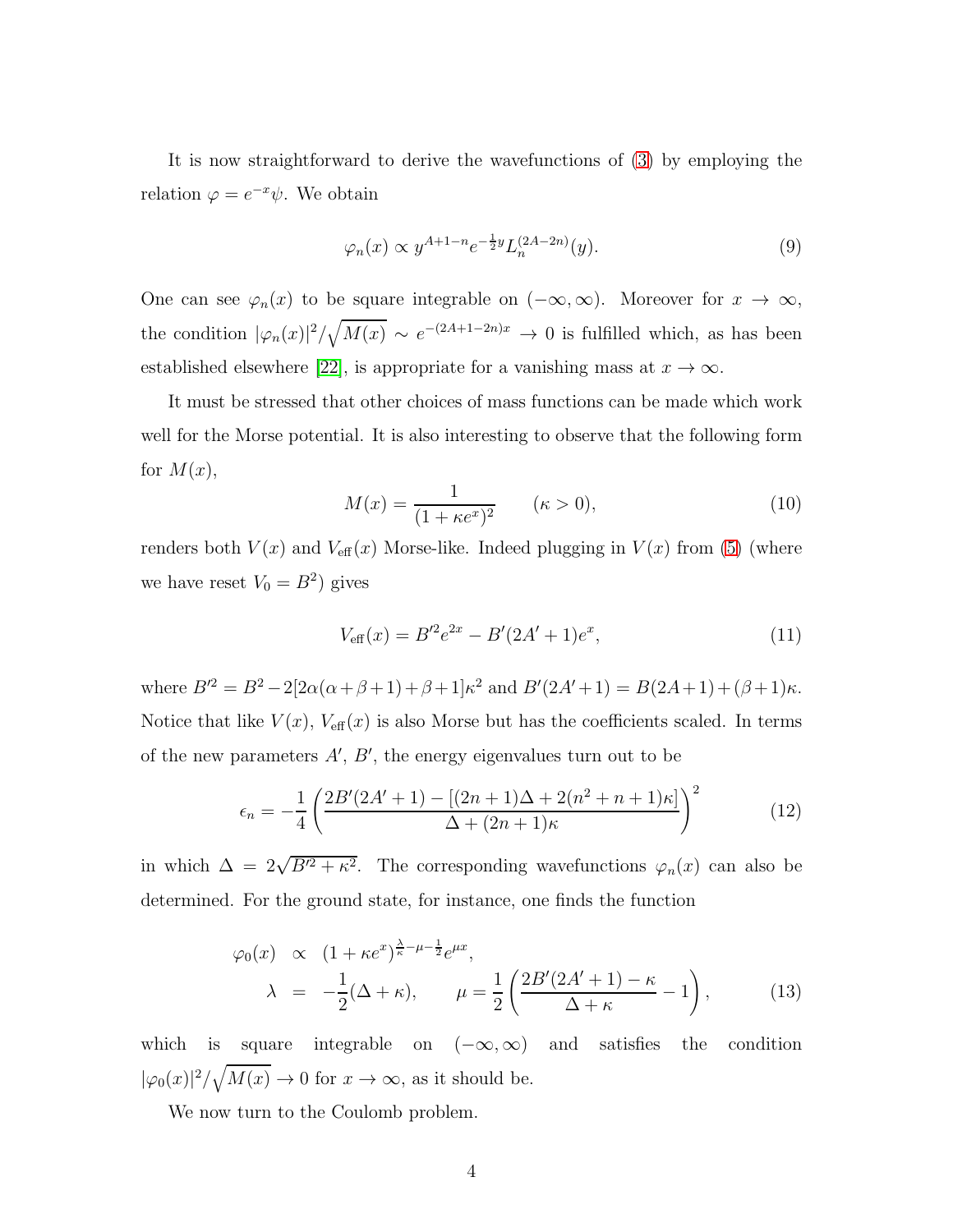It is now straightforward to derive the wavefunctions of (3) by employing the relation $\varphi = e^{-x}\psi$. We obtain

$$\varphi_n(x) \propto y^{A+1-n} e^{-\frac{1}{2}y} L_n^{(2A-2n)}(y). \tag{9}$$

One can see $\varphi_n(x)$ to be square integrable on $(-\infty, \infty)$. Moreover for $x \to \infty$, the condition $|\varphi_n(x)|^2/\sqrt{M(x)} \sim e^{-(2A+1-2n)x} \to 0$ is fulfilled which, as has been established elsewhere [22], is appropriate for a vanishing mass at $x \to \infty$.

It must be stressed that other choices of mass functions can be made which work well for the Morse potential. It is also interesting to observe that the following form for $M(x)$,

$$M(x) = \frac{1}{(1+\kappa e^x)^2} \qquad (\kappa > 0), \tag{10}$$

renders both $V(x)$ and $V_{\text{eff}}(x)$ Morse-like. Indeed plugging in $V(x)$ from (5) (where we have reset $V_0 = B^2$) gives

$$V_{\text{eff}}(x) = B'^2 e^{2x} - B'(2A'+1)e^x, \tag{11}$$

where $B'^2 = B^2 - 2[2\alpha(\alpha+\beta+1)+\beta+1]\kappa^2$ and $B'(2A'+1) = B(2A+1)+(\beta+1)\kappa$. Notice that like $V(x)$, $V_{\text{eff}}(x)$ is also Morse but has the coefficients scaled. In terms of the new parameters $A'$, $B'$, the energy eigenvalues turn out to be

$$\epsilon_n = -\frac{1}{4}\left(\frac{2B'(2A'+1) - [(2n+1)\Delta + 2(n^2+n+1)\kappa]}{\Delta + (2n+1)\kappa}\right)^2 \tag{12}$$

in which $\Delta = 2\sqrt{B'^2 + \kappa^2}$. The corresponding wavefunctions $\varphi_n(x)$ can also be determined. For the ground state, for instance, one finds the function

$$\begin{aligned}
\varphi_0(x) &\propto (1+\kappa e^x)^{\frac{\lambda}{\kappa}-\mu-\frac{1}{2}} e^{\mu x}, \\
\lambda &= -\frac{1}{2}(\Delta+\kappa), \qquad \mu = \frac{1}{2}\left(\frac{2B'(2A'+1)-\kappa}{\Delta+\kappa} - 1\right),
\end{aligned} \tag{13}$$

which is square integrable on $(-\infty, \infty)$ and satisfies the condition $|\varphi_0(x)|^2/\sqrt{M(x)} \to 0$ for $x \to \infty$, as it should be.

We now turn to the Coulomb problem.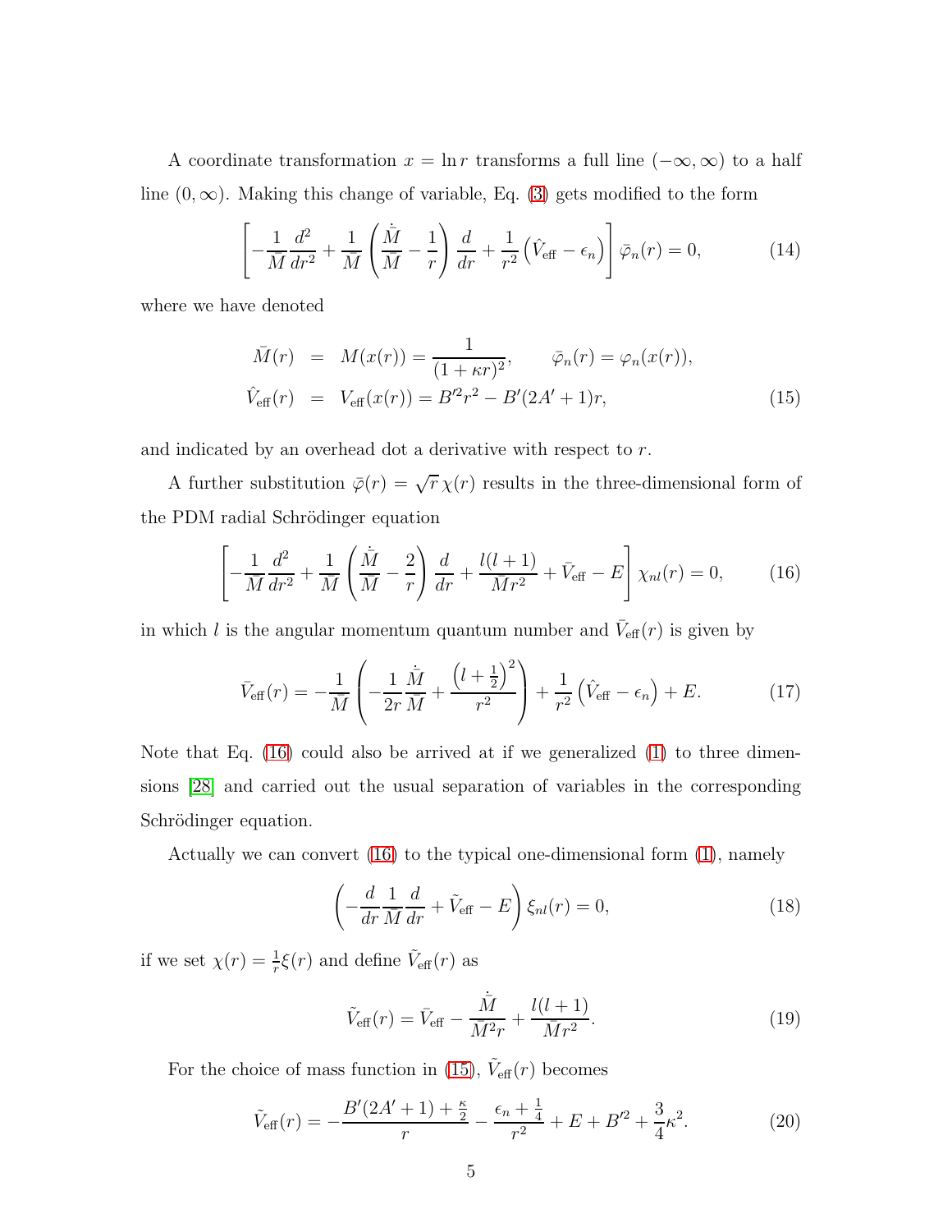A coordinate transformation $x = \ln r$ transforms a full line $(-\infty, \infty)$ to a half line $(0, \infty)$. Making this change of variable, Eq. (3) gets modified to the form

$$\left[ -\frac{1}{\bar{M}} \frac{d^2}{dr^2} + \frac{1}{\bar{M}} \left( \frac{\dot{\bar{M}}}{\bar{M}} - \frac{1}{r} \right) \frac{d}{dr} + \frac{1}{r^2} \left( \hat{V}_{\rm eff} - \epsilon_n \right) \right] \bar{\varphi}_n(r) = 0, \tag{14}$$

where we have denoted

$$\begin{aligned} \bar{M}(r) &= M(x(r)) = \frac{1}{(1+\kappa r)^2}, \qquad \bar{\varphi}_n(r) = \varphi_n(x(r)), \\ \hat{V}_{\rm eff}(r) &= V_{\rm eff}(x(r)) = B'^2 r^2 - B'(2A'+1) r, \end{aligned} \tag{15}$$

and indicated by an overhead dot a derivative with respect to $r$.

A further substitution $\bar{\varphi}(r) = \sqrt{r}\,\chi(r)$ results in the three-dimensional form of the PDM radial Schrödinger equation

$$\left[ -\frac{1}{\bar{M}} \frac{d^2}{dr^2} + \frac{1}{\bar{M}} \left( \frac{\dot{\bar{M}}}{\bar{M}} - \frac{2}{r} \right) \frac{d}{dr} + \frac{l(l+1)}{\bar{M} r^2} + \bar{V}_{\rm eff} - E \right] \chi_{nl}(r) = 0, \tag{16}$$

in which $l$ is the angular momentum quantum number and $\bar{V}_{\rm eff}(r)$ is given by

$$\bar{V}_{\rm eff}(r) = -\frac{1}{\bar{M}} \left( -\frac{1}{2r} \frac{\dot{\bar{M}}}{\bar{M}} + \frac{\left(l+\frac{1}{2}\right)^2}{r^2} \right) + \frac{1}{r^2} \left( \hat{V}_{\rm eff} - \epsilon_n \right) + E. \tag{17}$$

Note that Eq. (16) could also be arrived at if we generalized (1) to three dimensions [28] and carried out the usual separation of variables in the corresponding Schrödinger equation.

Actually we can convert (16) to the typical one-dimensional form (1), namely

$$\left( -\frac{d}{dr} \frac{1}{\bar{M}} \frac{d}{dr} + \tilde{V}_{\rm eff} - E \right) \xi_{nl}(r) = 0, \tag{18}$$

if we set $\chi(r) = \frac{1}{r}\xi(r)$ and define $\tilde{V}_{\rm eff}(r)$ as

$$\tilde{V}_{\rm eff}(r) = \bar{V}_{\rm eff} - \frac{\dot{\bar{M}}}{\bar{M}^2 r} + \frac{l(l+1)}{\bar{M} r^2}. \tag{19}$$

For the choice of mass function in (15), $\tilde{V}_{\rm eff}(r)$ becomes

$$\tilde{V}_{\rm eff}(r) = -\frac{B'(2A'+1) + \frac{\kappa}{2}}{r} - \frac{\epsilon_n + \frac{1}{4}}{r^2} + E + B'^2 + \frac{3}{4}\kappa^2. \tag{20}$$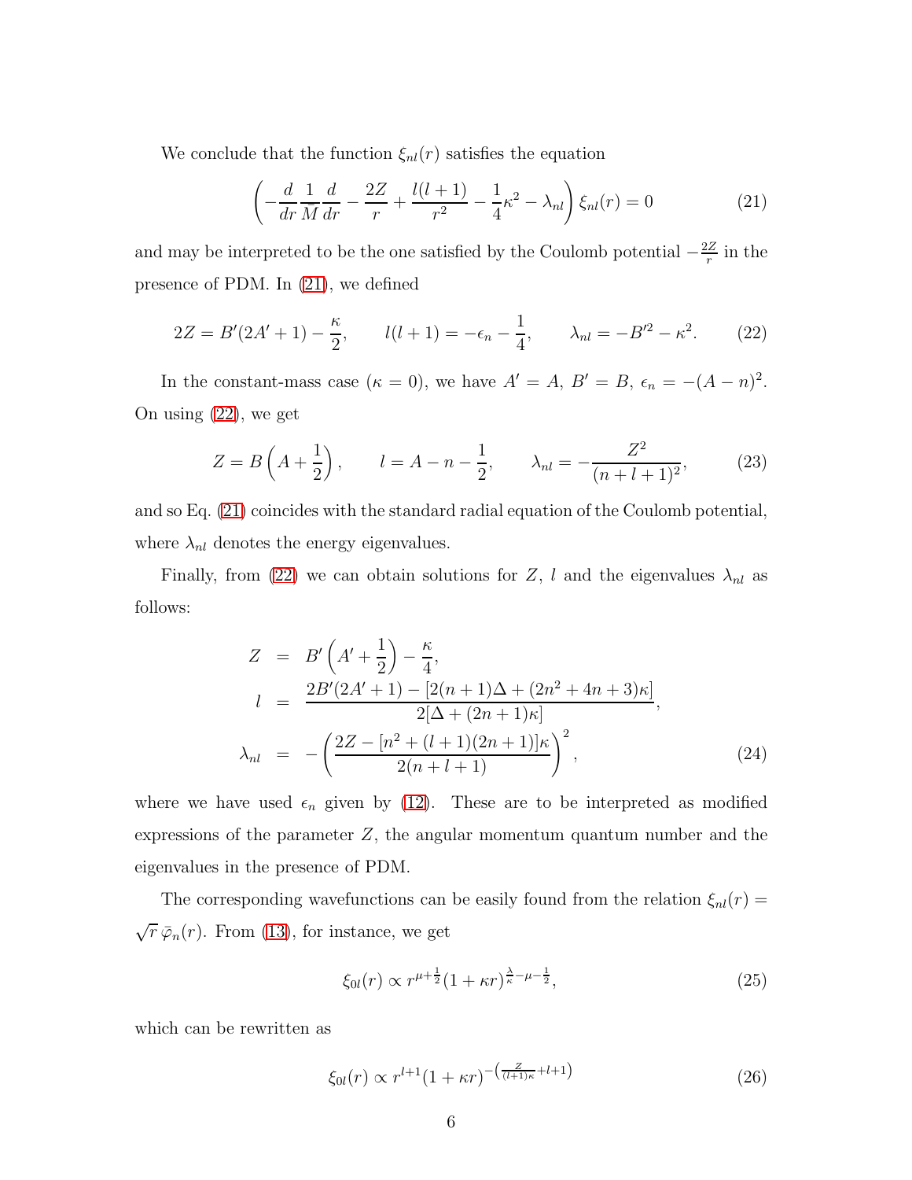We conclude that the function $\xi_{nl}(r)$ satisfies the equation

$$\left(-\frac{d}{dr}\frac{1}{M}\frac{d}{dr} - \frac{2Z}{r} + \frac{l(l+1)}{r^2} - \frac{1}{4}\kappa^2 - \lambda_{nl}\right)\xi_{nl}(r) = 0 \tag{21}$$

and may be interpreted to be the one satisfied by the Coulomb potential $-\frac{2Z}{r}$ in the presence of PDM. In (21), we defined

$$2Z = B'(2A'+1) - \frac{\kappa}{2}, \qquad l(l+1) = -\epsilon_n - \frac{1}{4}, \qquad \lambda_{nl} = -B'^2 - \kappa^2. \tag{22}$$

In the constant-mass case ($\kappa = 0$), we have $A' = A$, $B' = B$, $\epsilon_n = -(A-n)^2$. On using (22), we get

$$Z = B\left(A + \frac{1}{2}\right), \qquad l = A - n - \frac{1}{2}, \qquad \lambda_{nl} = -\frac{Z^2}{(n+l+1)^2}, \tag{23}$$

and so Eq. (21) coincides with the standard radial equation of the Coulomb potential, where $\lambda_{nl}$ denotes the energy eigenvalues.

Finally, from (22) we can obtain solutions for $Z$, $l$ and the eigenvalues $\lambda_{nl}$ as follows:

$$\begin{aligned}
Z &= B'\left(A' + \frac{1}{2}\right) - \frac{\kappa}{4}, \\
l &= \frac{2B'(2A'+1) - [2(n+1)\Delta + (2n^2+4n+3)\kappa]}{2[\Delta + (2n+1)\kappa]}, \\
\lambda_{nl} &= -\left(\frac{2Z - [n^2 + (l+1)(2n+1)]\kappa}{2(n+l+1)}\right)^2,
\end{aligned} \tag{24}$$

where we have used $\epsilon_n$ given by (12). These are to be interpreted as modified expressions of the parameter $Z$, the angular momentum quantum number and the eigenvalues in the presence of PDM.

The corresponding wavefunctions can be easily found from the relation $\xi_{nl}(r) = \sqrt{r}\,\bar{\varphi}_n(r)$. From (13), for instance, we get

$$\xi_{0l}(r) \propto r^{\mu+\frac{1}{2}}(1+\kappa r)^{\frac{\lambda}{\kappa}-\mu-\frac{1}{2}}, \tag{25}$$

which can be rewritten as

$$\xi_{0l}(r) \propto r^{l+1}(1+\kappa r)^{-\left(\frac{Z}{(l+1)\kappa}+l+1\right)} \tag{26}$$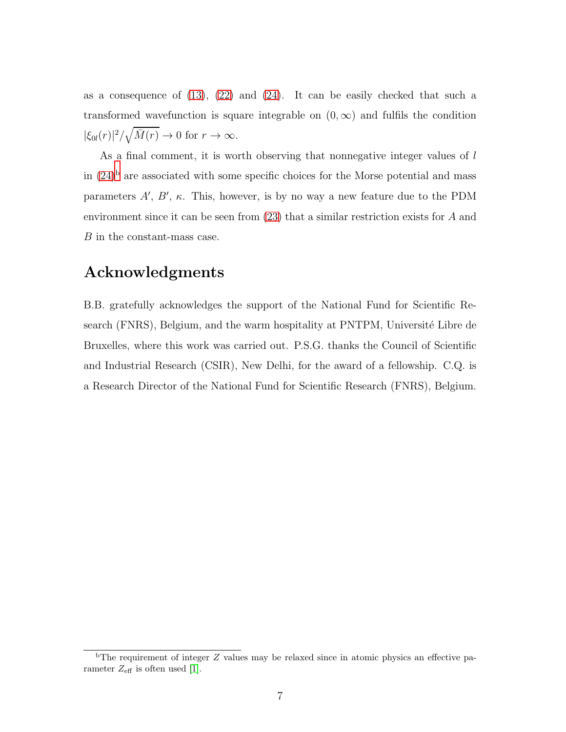as a consequence of (13), (22) and (24). It can be easily checked that such a transformed wavefunction is square integrable on $(0, \infty)$ and fulfils the condition $|\xi_{0l}(r)|^2/\sqrt{\bar{M}(r)} \to 0$ for $r \to \infty$.

As a final comment, it is worth observing that nonnegative integer values of $l$ in (24)[b] are associated with some specific choices for the Morse potential and mass parameters $A'$, $B'$, $\kappa$. This, however, is by no way a new feature due to the PDM environment since it can be seen from (23) that a similar restriction exists for $A$ and $B$ in the constant-mass case.

## Acknowledgments

B.B. gratefully acknowledges the support of the National Fund for Scientific Research (FNRS), Belgium, and the warm hospitality at PNTPM, Université Libre de Bruxelles, where this work was carried out. P.S.G. thanks the Council of Scientific and Industrial Research (CSIR), New Delhi, for the award of a fellowship. C.Q. is a Research Director of the National Fund for Scientific Research (FNRS), Belgium.

---

[b] The requirement of integer $Z$ values may be relaxed since in atomic physics an effective parameter $Z_{\rm eff}$ is often used [1].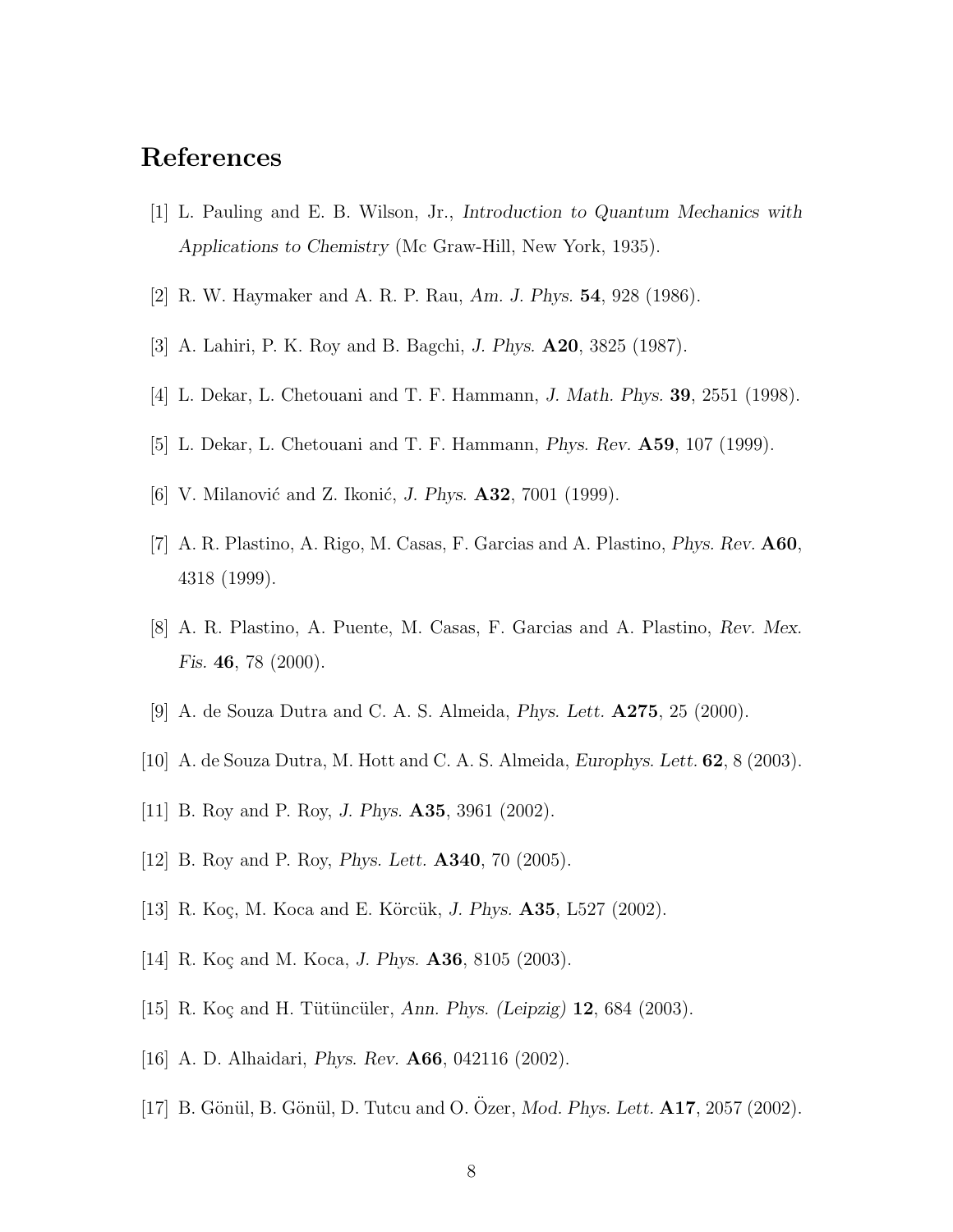# References

[1] L. Pauling and E. B. Wilson, Jr., *Introduction to Quantum Mechanics with Applications to Chemistry* (Mc Graw-Hill, New York, 1935).

[2] R. W. Haymaker and A. R. P. Rau, *Am. J. Phys.* **54**, 928 (1986).

[3] A. Lahiri, P. K. Roy and B. Bagchi, *J. Phys.* **A20**, 3825 (1987).

[4] L. Dekar, L. Chetouani and T. F. Hammann, *J. Math. Phys.* **39**, 2551 (1998).

[5] L. Dekar, L. Chetouani and T. F. Hammann, *Phys. Rev.* **A59**, 107 (1999).

[6] V. Milanović and Z. Ikonić, *J. Phys.* **A32**, 7001 (1999).

[7] A. R. Plastino, A. Rigo, M. Casas, F. Garcias and A. Plastino, *Phys. Rev.* **A60**, 4318 (1999).

[8] A. R. Plastino, A. Puente, M. Casas, F. Garcias and A. Plastino, *Rev. Mex. Fis.* **46**, 78 (2000).

[9] A. de Souza Dutra and C. A. S. Almeida, *Phys. Lett.* **A275**, 25 (2000).

[10] A. de Souza Dutra, M. Hott and C. A. S. Almeida, *Europhys. Lett.* **62**, 8 (2003).

[11] B. Roy and P. Roy, *J. Phys.* **A35**, 3961 (2002).

[12] B. Roy and P. Roy, *Phys. Lett.* **A340**, 70 (2005).

[13] R. Koç, M. Koca and E. Körcük, *J. Phys.* **A35**, L527 (2002).

[14] R. Koç and M. Koca, *J. Phys.* **A36**, 8105 (2003).

[15] R. Koç and H. Tütüncüler, *Ann. Phys. (Leipzig)* **12**, 684 (2003).

[16] A. D. Alhaidari, *Phys. Rev.* **A66**, 042116 (2002).

[17] B. Gönül, B. Gönül, D. Tutcu and O. Özer, *Mod. Phys. Lett.* **A17**, 2057 (2002).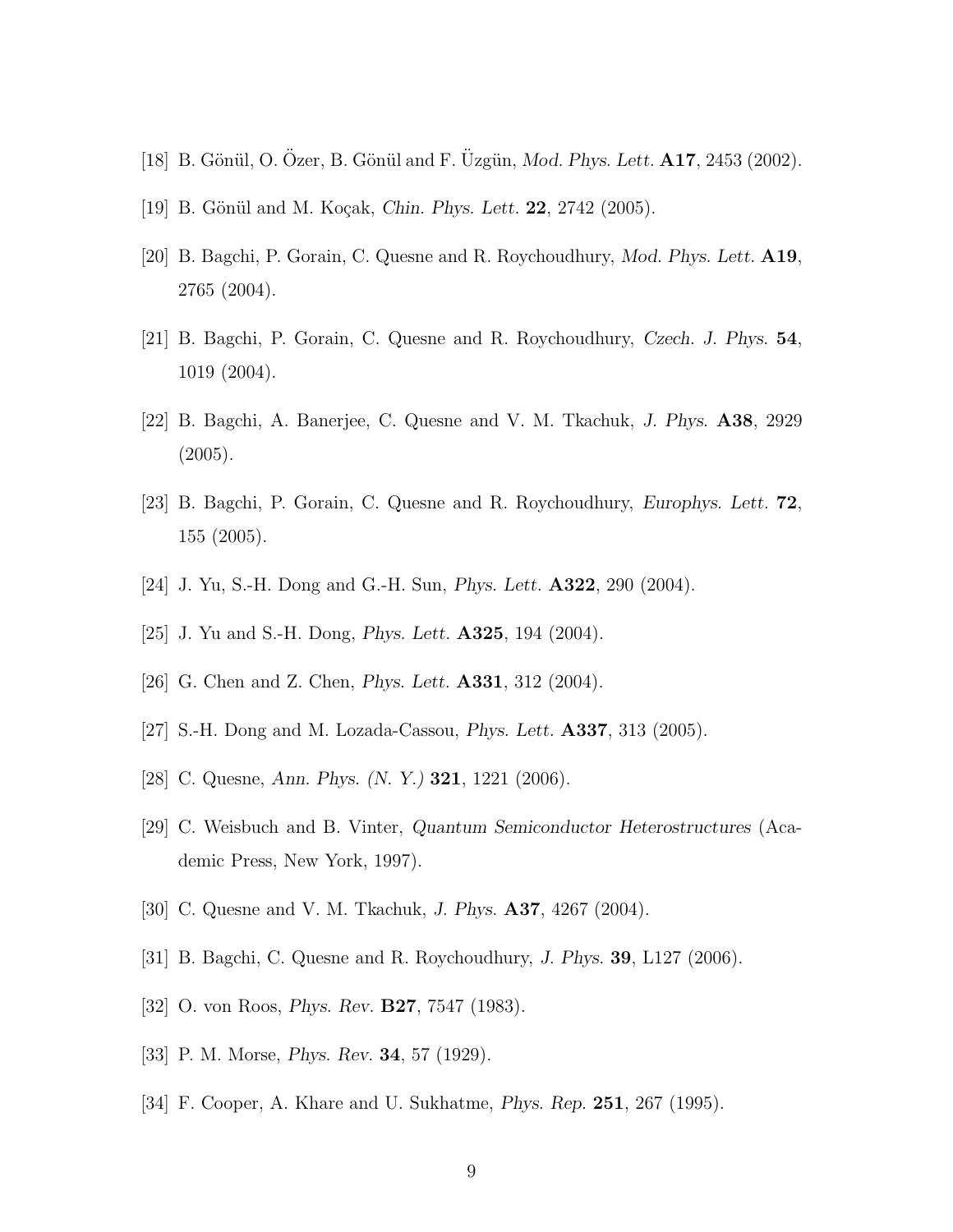[18] B. Gönül, O. Özer, B. Gönül and F. Üzgün, *Mod. Phys. Lett.* **A17**, 2453 (2002).

[19] B. Gönül and M. Koçak, *Chin. Phys. Lett.* **22**, 2742 (2005).

[20] B. Bagchi, P. Gorain, C. Quesne and R. Roychoudhury, *Mod. Phys. Lett.* **A19**, 2765 (2004).

[21] B. Bagchi, P. Gorain, C. Quesne and R. Roychoudhury, *Czech. J. Phys.* **54**, 1019 (2004).

[22] B. Bagchi, A. Banerjee, C. Quesne and V. M. Tkachuk, *J. Phys.* **A38**, 2929 (2005).

[23] B. Bagchi, P. Gorain, C. Quesne and R. Roychoudhury, *Europhys. Lett.* **72**, 155 (2005).

[24] J. Yu, S.-H. Dong and G.-H. Sun, *Phys. Lett.* **A322**, 290 (2004).

[25] J. Yu and S.-H. Dong, *Phys. Lett.* **A325**, 194 (2004).

[26] G. Chen and Z. Chen, *Phys. Lett.* **A331**, 312 (2004).

[27] S.-H. Dong and M. Lozada-Cassou, *Phys. Lett.* **A337**, 313 (2005).

[28] C. Quesne, *Ann. Phys. (N. Y.)* **321**, 1221 (2006).

[29] C. Weisbuch and B. Vinter, *Quantum Semiconductor Heterostructures* (Academic Press, New York, 1997).

[30] C. Quesne and V. M. Tkachuk, *J. Phys.* **A37**, 4267 (2004).

[31] B. Bagchi, C. Quesne and R. Roychoudhury, *J. Phys.* **39**, L127 (2006).

[32] O. von Roos, *Phys. Rev.* **B27**, 7547 (1983).

[33] P. M. Morse, *Phys. Rev.* **34**, 57 (1929).

[34] F. Cooper, A. Khare and U. Sukhatme, *Phys. Rep.* **251**, 267 (1995).